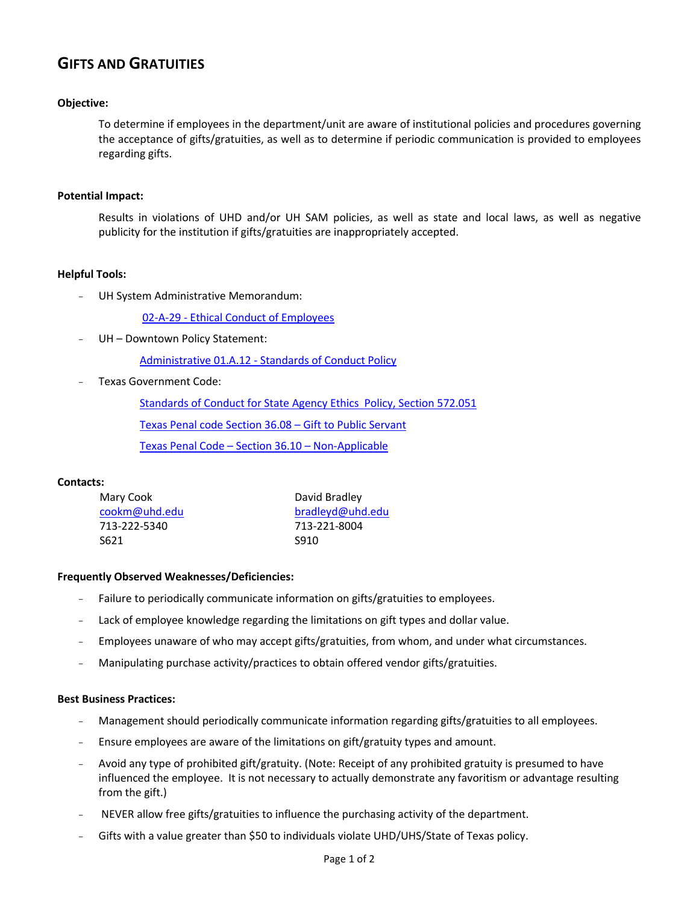# GIFTS AND GRATUITIES

**Objective:**

To determine if employees in the department/unit are aware of institutional policies and procedures governing the acceptance of gifts/gratuities, as well as to determine if periodic communication is provided to employees regarding gifts.

**Potential Impact:**

Results in violations of UHD and/or UH SAM policies, as well as state and local laws, as well as negative publicity for the institution if gifts/gratuities are inappropriately accepted.

**Helpful Tools:**

- UH System Administrative Memorandum:
  - 02-A-29 - Ethical Conduct of Employees
- UH – Downtown Policy Statement:
  - Administrative 01.A.12 - Standards of Conduct Policy
- Texas Government Code:
  - Standards of Conduct for State Agency Ethics Policy, Section 572.051
  - Texas Penal code Section 36.08 – Gift to Public Servant
  - Texas Penal Code – Section 36.10 – Non-Applicable

**Contacts:**

Mary Cook
cookm@uhd.edu
713-222-5340
S621

David Bradley
bradleyd@uhd.edu
713-221-8004
S910

**Frequently Observed Weaknesses/Deficiencies:**

- Failure to periodically communicate information on gifts/gratuities to employees.
- Lack of employee knowledge regarding the limitations on gift types and dollar value.
- Employees unaware of who may accept gifts/gratuities, from whom, and under what circumstances.
- Manipulating purchase activity/practices to obtain offered vendor gifts/gratuities.

**Best Business Practices:**

- Management should periodically communicate information regarding gifts/gratuities to all employees.
- Ensure employees are aware of the limitations on gift/gratuity types and amount.
- Avoid any type of prohibited gift/gratuity. (Note: Receipt of any prohibited gratuity is presumed to have influenced the employee. It is not necessary to actually demonstrate any favoritism or advantage resulting from the gift.)
- NEVER allow free gifts/gratuities to influence the purchasing activity of the department.
- Gifts with a value greater than $50 to individuals violate UHD/UHS/State of Texas policy.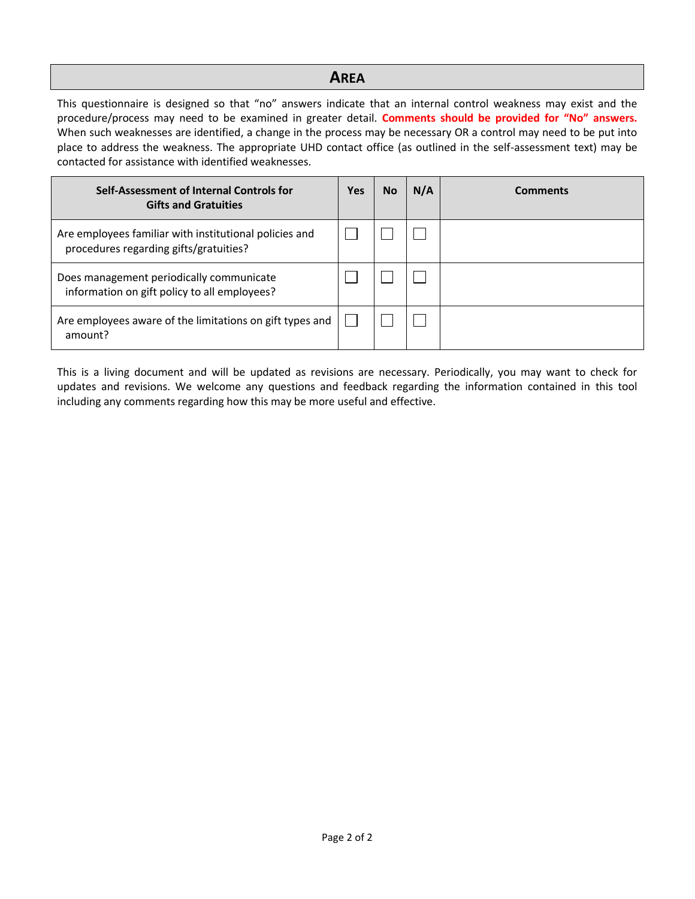## AREA

This questionnaire is designed so that "no" answers indicate that an internal control weakness may exist and the procedure/process may need to be examined in greater detail. **Comments should be provided for "No" answers.** When such weaknesses are identified, a change in the process may be necessary OR a control may need to be put into place to address the weakness. The appropriate UHD contact office (as outlined in the self-assessment text) may be contacted for assistance with identified weaknesses.

| Self-Assessment of Internal Controls for Gifts and Gratuities | Yes | No | N/A | Comments |
|---|---|---|---|---|
| Are employees familiar with institutional policies and procedures regarding gifts/gratuities? | ☐ | ☐ | ☐ | |
| Does management periodically communicate information on gift policy to all employees? | ☐ | ☐ | ☐ | |
| Are employees aware of the limitations on gift types and amount? | ☐ | ☐ | ☐ | |

This is a living document and will be updated as revisions are necessary. Periodically, you may want to check for updates and revisions. We welcome any questions and feedback regarding the information contained in this tool including any comments regarding how this may be more useful and effective.